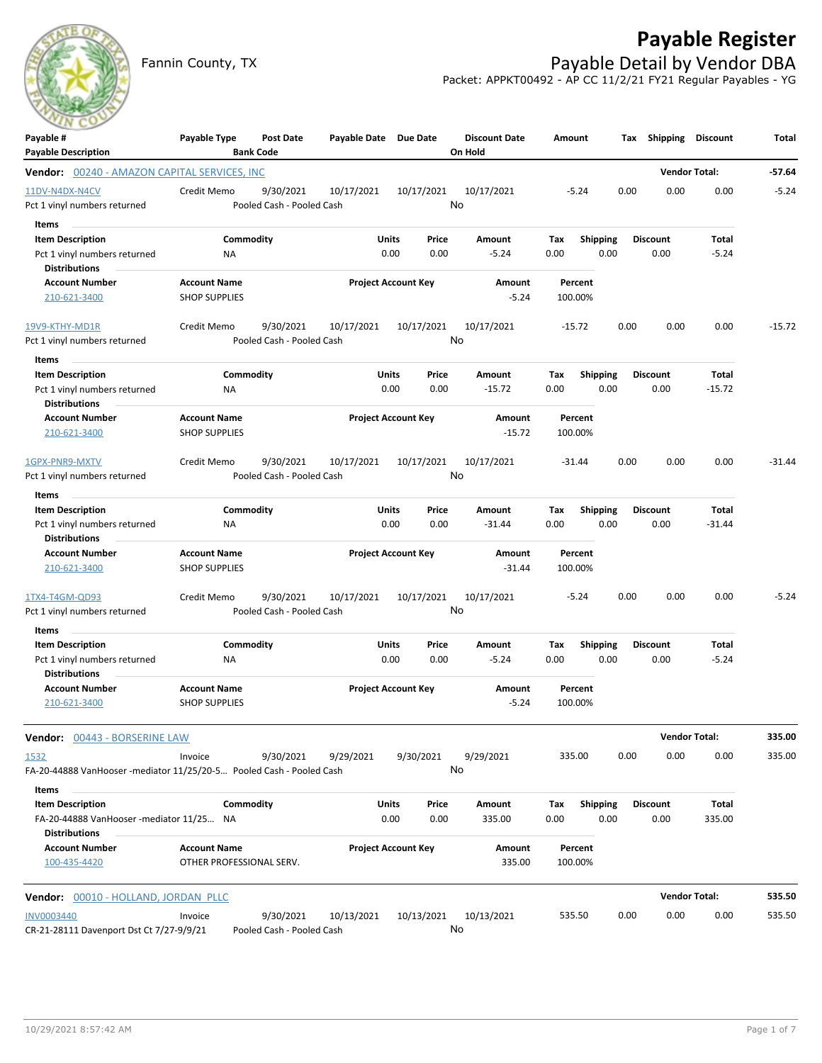# Payable Register

Fannin County, TX

## Payable Detail by Vendor DBA

Packet: APPKT00492 - AP CC 11/2/21 FY21 Regular Payables - YG

| Payable # / Payable Description | Payable Type | Post Date / Bank Code | Payable Date | Due Date | Discount Date / On Hold | Amount | Tax | Shipping | Discount | Total |
|---|---|---|---|---|---|---|---|---|---|---|

**Vendor: 00240 - AMAZON CAPITAL SERVICES, INC** — Vendor Total: -57.64

| Payable # | Payable Type | Post Date | Payable Date | Due Date | Discount Date | Amount | Tax | Shipping | Discount | Total |
|---|---|---|---|---|---|---|---|---|---|---|
| 11DV-N4DX-N4CV | Credit Memo | 9/30/2021 | 10/17/2021 | 10/17/2021 | 10/17/2021 | -5.24 | 0.00 | 0.00 | 0.00 | -5.24 |

Pct 1 vinyl numbers returned — Pooled Cash - Pooled Cash — On Hold: No

Items

| Item Description | Commodity | Units | Price | Amount | Tax | Shipping | Discount | Total |
|---|---|---|---|---|---|---|---|---|
| Pct 1 vinyl numbers returned | NA | 0.00 | 0.00 | -5.24 | 0.00 | 0.00 | 0.00 | -5.24 |

Distributions

| Account Number | Account Name | Project Account Key | Amount | Percent |
|---|---|---|---|---|
| 210-621-3400 | SHOP SUPPLIES | | -5.24 | 100.00% |

| Payable # | Payable Type | Post Date | Payable Date | Due Date | Discount Date | Amount | Tax | Shipping | Discount | Total |
|---|---|---|---|---|---|---|---|---|---|---|
| 19V9-KTHY-MD1R | Credit Memo | 9/30/2021 | 10/17/2021 | 10/17/2021 | 10/17/2021 | -15.72 | 0.00 | 0.00 | 0.00 | -15.72 |

Pct 1 vinyl numbers returned — Pooled Cash - Pooled Cash — On Hold: No

Items

| Item Description | Commodity | Units | Price | Amount | Tax | Shipping | Discount | Total |
|---|---|---|---|---|---|---|---|---|
| Pct 1 vinyl numbers returned | NA | 0.00 | 0.00 | -15.72 | 0.00 | 0.00 | 0.00 | -15.72 |

Distributions

| Account Number | Account Name | Project Account Key | Amount | Percent |
|---|---|---|---|---|
| 210-621-3400 | SHOP SUPPLIES | | -15.72 | 100.00% |

| Payable # | Payable Type | Post Date | Payable Date | Due Date | Discount Date | Amount | Tax | Shipping | Discount | Total |
|---|---|---|---|---|---|---|---|---|---|---|
| 1GPX-PNR9-MXTV | Credit Memo | 9/30/2021 | 10/17/2021 | 10/17/2021 | 10/17/2021 | -31.44 | 0.00 | 0.00 | 0.00 | -31.44 |

Pct 1 vinyl numbers returned — Pooled Cash - Pooled Cash — On Hold: No

Items

| Item Description | Commodity | Units | Price | Amount | Tax | Shipping | Discount | Total |
|---|---|---|---|---|---|---|---|---|
| Pct 1 vinyl numbers returned | NA | 0.00 | 0.00 | -31.44 | 0.00 | 0.00 | 0.00 | -31.44 |

Distributions

| Account Number | Account Name | Project Account Key | Amount | Percent |
|---|---|---|---|---|
| 210-621-3400 | SHOP SUPPLIES | | -31.44 | 100.00% |

| Payable # | Payable Type | Post Date | Payable Date | Due Date | Discount Date | Amount | Tax | Shipping | Discount | Total |
|---|---|---|---|---|---|---|---|---|---|---|
| 1TX4-T4GM-QD93 | Credit Memo | 9/30/2021 | 10/17/2021 | 10/17/2021 | 10/17/2021 | -5.24 | 0.00 | 0.00 | 0.00 | -5.24 |

Pct 1 vinyl numbers returned — Pooled Cash - Pooled Cash — On Hold: No

Items

| Item Description | Commodity | Units | Price | Amount | Tax | Shipping | Discount | Total |
|---|---|---|---|---|---|---|---|---|
| Pct 1 vinyl numbers returned | NA | 0.00 | 0.00 | -5.24 | 0.00 | 0.00 | 0.00 | -5.24 |

Distributions

| Account Number | Account Name | Project Account Key | Amount | Percent |
|---|---|---|---|---|
| 210-621-3400 | SHOP SUPPLIES | | -5.24 | 100.00% |

**Vendor: 00443 - BORSERINE LAW** — Vendor Total: 335.00

| Payable # | Payable Type | Post Date | Payable Date | Due Date | Discount Date | Amount | Tax | Shipping | Discount | Total |
|---|---|---|---|---|---|---|---|---|---|---|
| 1532 | Invoice | 9/30/2021 | 9/29/2021 | 9/30/2021 | 9/29/2021 | 335.00 | 0.00 | 0.00 | 0.00 | 335.00 |

FA-20-44888 VanHooser -mediator 11/25/20-5… — Pooled Cash - Pooled Cash — On Hold: No

Items

| Item Description | Commodity | Units | Price | Amount | Tax | Shipping | Discount | Total |
|---|---|---|---|---|---|---|---|---|
| FA-20-44888 VanHooser -mediator 11/25… | NA | 0.00 | 0.00 | 335.00 | 0.00 | 0.00 | 0.00 | 335.00 |

Distributions

| Account Number | Account Name | Project Account Key | Amount | Percent |
|---|---|---|---|---|
| 100-435-4420 | OTHER PROFESSIONAL SERV. | | 335.00 | 100.00% |

**Vendor: 00010 - HOLLAND, JORDAN PLLC** — Vendor Total: 535.50

| Payable # | Payable Type | Post Date | Payable Date | Due Date | Discount Date | Amount | Tax | Shipping | Discount | Total |
|---|---|---|---|---|---|---|---|---|---|---|
| INV0003440 | Invoice | 9/30/2021 | 10/13/2021 | 10/13/2021 | 10/13/2021 | 535.50 | 0.00 | 0.00 | 0.00 | 535.50 |

CR-21-28111 Davenport Dst Ct 7/27-9/9/21 — Pooled Cash - Pooled Cash — On Hold: No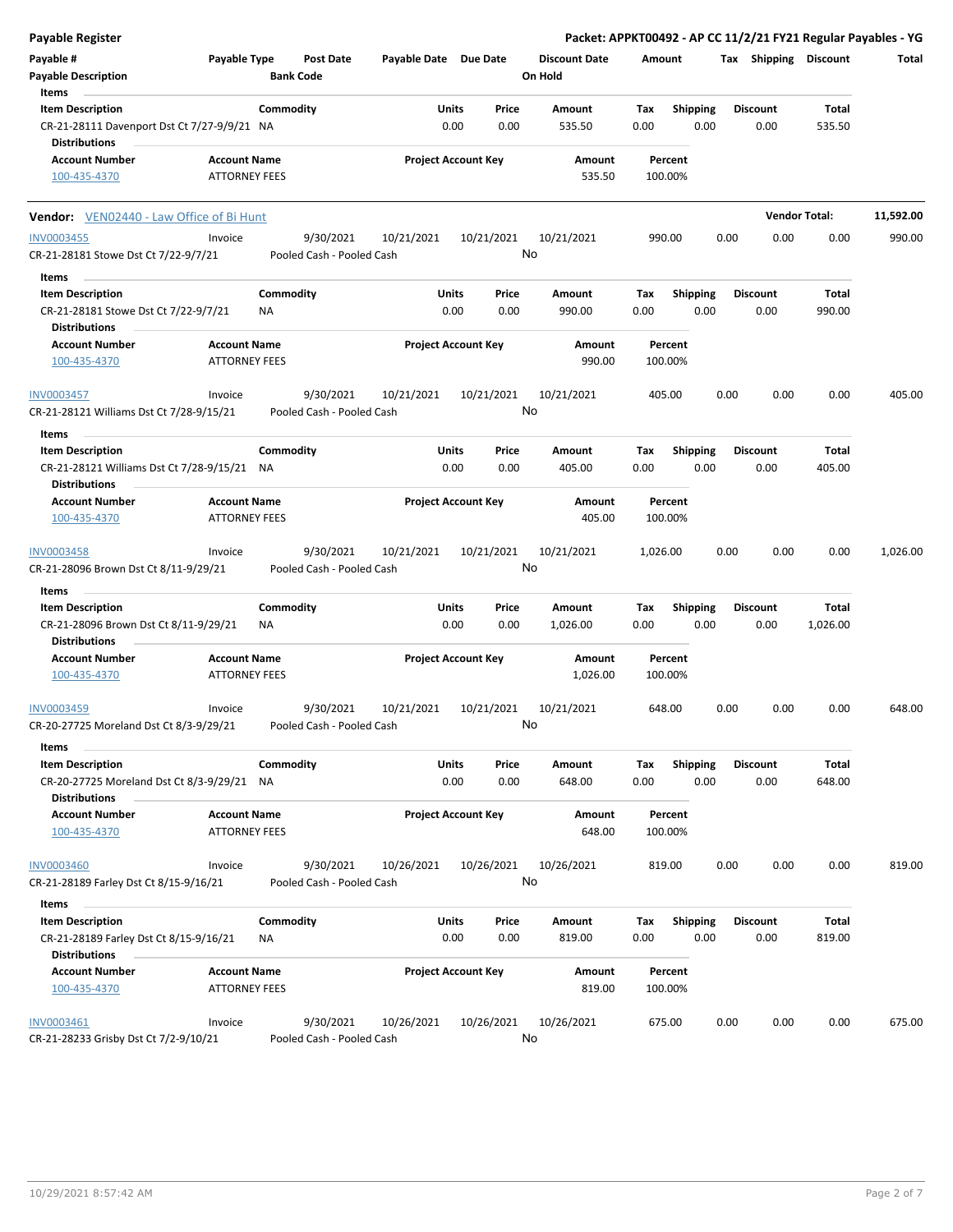**Payable Register** — Packet: APPKT00492 - AP CC 11/2/21 FY21 Regular Payables - YG

| Payable # | Payable Type | Post Date | Payable Date | Due Date | Discount Date | Amount | Tax | Shipping | Discount | Total |
|---|---|---|---|---|---|---|---|---|---|---|
| Payable Description | | Bank Code | | | On Hold | | | | | |

**Items**

| Item Description | Commodity | Units | Price | Amount | Tax | Shipping | Discount | Total |
|---|---|---|---|---|---|---|---|---|
| CR-21-28111 Davenport Dst Ct 7/27-9/9/21 | NA | 0.00 | 0.00 | 535.50 | 0.00 | 0.00 | 0.00 | 535.50 |

**Distributions**

| Account Number | Account Name | Project Account Key | Amount | Percent |
|---|---|---|---|---|
| 100-435-4370 | ATTORNEY FEES | | 535.50 | 100.00% |

---

**Vendor:** VEN02440 - Law Office of Bi Hunt — **Vendor Total:** 11,592.00

| Payable # | Payable Type | Post Date | Payable Date | Due Date | Discount Date | Amount | Tax | Shipping | Discount | Total |
|---|---|---|---|---|---|---|---|---|---|---|
| INV0003455 | Invoice | 9/30/2021 | 10/21/2021 | 10/21/2021 | 10/21/2021 | 990.00 | 0.00 | 0.00 | 0.00 | 990.00 |
| CR-21-28181 Stowe Dst Ct 7/22-9/7/21 | | Pooled Cash - Pooled Cash | | | No | | | | | |

**Items**

| Item Description | Commodity | Units | Price | Amount | Tax | Shipping | Discount | Total |
|---|---|---|---|---|---|---|---|---|
| CR-21-28181 Stowe Dst Ct 7/22-9/7/21 | NA | 0.00 | 0.00 | 990.00 | 0.00 | 0.00 | 0.00 | 990.00 |

**Distributions**

| Account Number | Account Name | Project Account Key | Amount | Percent |
|---|---|---|---|---|
| 100-435-4370 | ATTORNEY FEES | | 990.00 | 100.00% |

| Payable # | Payable Type | Post Date | Payable Date | Due Date | Discount Date | Amount | Tax | Shipping | Discount | Total |
|---|---|---|---|---|---|---|---|---|---|---|
| INV0003457 | Invoice | 9/30/2021 | 10/21/2021 | 10/21/2021 | 10/21/2021 | 405.00 | 0.00 | 0.00 | 0.00 | 405.00 |
| CR-21-28121 Williams Dst Ct 7/28-9/15/21 | | Pooled Cash - Pooled Cash | | | No | | | | | |

**Items**

| Item Description | Commodity | Units | Price | Amount | Tax | Shipping | Discount | Total |
|---|---|---|---|---|---|---|---|---|
| CR-21-28121 Williams Dst Ct 7/28-9/15/21 | NA | 0.00 | 0.00 | 405.00 | 0.00 | 0.00 | 0.00 | 405.00 |

**Distributions**

| Account Number | Account Name | Project Account Key | Amount | Percent |
|---|---|---|---|---|
| 100-435-4370 | ATTORNEY FEES | | 405.00 | 100.00% |

| Payable # | Payable Type | Post Date | Payable Date | Due Date | Discount Date | Amount | Tax | Shipping | Discount | Total |
|---|---|---|---|---|---|---|---|---|---|---|
| INV0003458 | Invoice | 9/30/2021 | 10/21/2021 | 10/21/2021 | 10/21/2021 | 1,026.00 | 0.00 | 0.00 | 0.00 | 1,026.00 |
| CR-21-28096 Brown Dst Ct 8/11-9/29/21 | | Pooled Cash - Pooled Cash | | | No | | | | | |

**Items**

| Item Description | Commodity | Units | Price | Amount | Tax | Shipping | Discount | Total |
|---|---|---|---|---|---|---|---|---|
| CR-21-28096 Brown Dst Ct 8/11-9/29/21 | NA | 0.00 | 0.00 | 1,026.00 | 0.00 | 0.00 | 0.00 | 1,026.00 |

**Distributions**

| Account Number | Account Name | Project Account Key | Amount | Percent |
|---|---|---|---|---|
| 100-435-4370 | ATTORNEY FEES | | 1,026.00 | 100.00% |

| Payable # | Payable Type | Post Date | Payable Date | Due Date | Discount Date | Amount | Tax | Shipping | Discount | Total |
|---|---|---|---|---|---|---|---|---|---|---|
| INV0003459 | Invoice | 9/30/2021 | 10/21/2021 | 10/21/2021 | 10/21/2021 | 648.00 | 0.00 | 0.00 | 0.00 | 648.00 |
| CR-20-27725 Moreland Dst Ct 8/3-9/29/21 | | Pooled Cash - Pooled Cash | | | No | | | | | |

**Items**

| Item Description | Commodity | Units | Price | Amount | Tax | Shipping | Discount | Total |
|---|---|---|---|---|---|---|---|---|
| CR-20-27725 Moreland Dst Ct 8/3-9/29/21 | NA | 0.00 | 0.00 | 648.00 | 0.00 | 0.00 | 0.00 | 648.00 |

**Distributions**

| Account Number | Account Name | Project Account Key | Amount | Percent |
|---|---|---|---|---|
| 100-435-4370 | ATTORNEY FEES | | 648.00 | 100.00% |

| Payable # | Payable Type | Post Date | Payable Date | Due Date | Discount Date | Amount | Tax | Shipping | Discount | Total |
|---|---|---|---|---|---|---|---|---|---|---|
| INV0003460 | Invoice | 9/30/2021 | 10/26/2021 | 10/26/2021 | 10/26/2021 | 819.00 | 0.00 | 0.00 | 0.00 | 819.00 |
| CR-21-28189 Farley Dst Ct 8/15-9/16/21 | | Pooled Cash - Pooled Cash | | | No | | | | | |

**Items**

| Item Description | Commodity | Units | Price | Amount | Tax | Shipping | Discount | Total |
|---|---|---|---|---|---|---|---|---|
| CR-21-28189 Farley Dst Ct 8/15-9/16/21 | NA | 0.00 | 0.00 | 819.00 | 0.00 | 0.00 | 0.00 | 819.00 |

**Distributions**

| Account Number | Account Name | Project Account Key | Amount | Percent |
|---|---|---|---|---|
| 100-435-4370 | ATTORNEY FEES | | 819.00 | 100.00% |

| Payable # | Payable Type | Post Date | Payable Date | Due Date | Discount Date | Amount | Tax | Shipping | Discount | Total |
|---|---|---|---|---|---|---|---|---|---|---|
| INV0003461 | Invoice | 9/30/2021 | 10/26/2021 | 10/26/2021 | 10/26/2021 | 675.00 | 0.00 | 0.00 | 0.00 | 675.00 |
| CR-21-28233 Grisby Dst Ct 7/2-9/10/21 | | Pooled Cash - Pooled Cash | | | No | | | | | |

10/29/2021 8:57:42 AM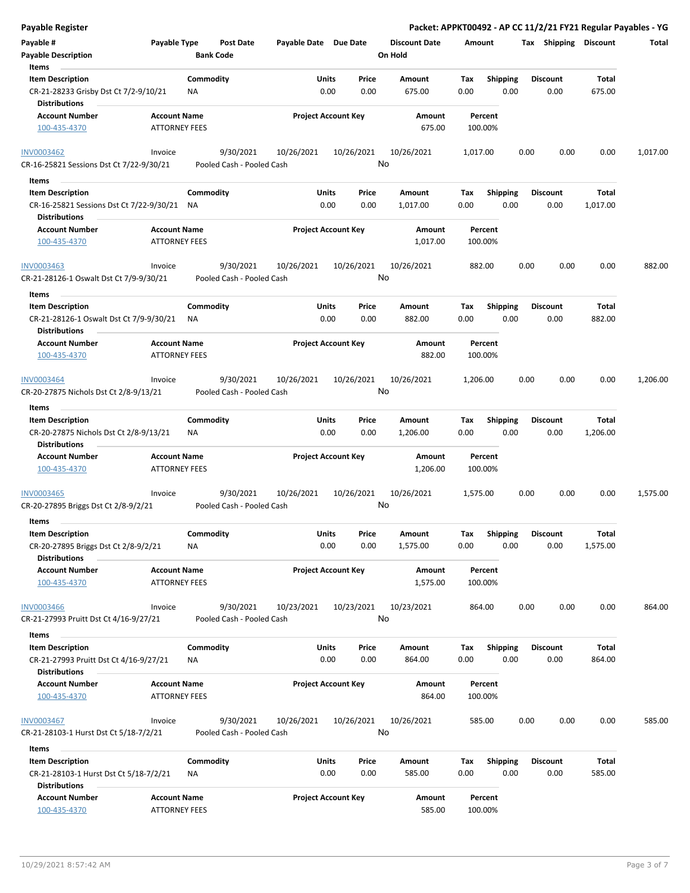## Payable Register

**Packet: APPKT00492 - AP CC 11/2/21 FY21 Regular Payables - YG**

| Payable # | Payable Type | Post Date | Payable Date | Due Date | Discount Date | Amount | Tax | Shipping | Discount | Total |
|---|---|---|---|---|---|---|---|---|---|---|
| Payable Description | | Bank Code | | | On Hold | | | | | |

**Items**

| Item Description | Commodity | Units | Price | Amount | Tax | Shipping | Discount | Total |
|---|---|---|---|---|---|---|---|---|
| CR-21-28233 Grisby Dst Ct 7/2-9/10/21 | NA | 0.00 | 0.00 | 675.00 | 0.00 | 0.00 | 0.00 | 675.00 |

**Distributions**

| Account Number | Account Name | Project Account Key | Amount | Percent |
|---|---|---|---|---|
| 100-435-4370 | ATTORNEY FEES | | 675.00 | 100.00% |

---

| Payable # | Payable Type | Post Date | Payable Date | Due Date | Discount Date | Amount | Tax | Shipping | Discount | Total |
|---|---|---|---|---|---|---|---|---|---|---|
| INV0003462 | Invoice | 9/30/2021 | 10/26/2021 | 10/26/2021 | 10/26/2021 | 1,017.00 | 0.00 | 0.00 | 0.00 | 1,017.00 |
| CR-16-25821 Sessions Dst Ct 7/22-9/30/21 | | Pooled Cash - Pooled Cash | | | No | | | | | |

**Items**

| Item Description | Commodity | Units | Price | Amount | Tax | Shipping | Discount | Total |
|---|---|---|---|---|---|---|---|---|
| CR-16-25821 Sessions Dst Ct 7/22-9/30/21 | NA | 0.00 | 0.00 | 1,017.00 | 0.00 | 0.00 | 0.00 | 1,017.00 |

**Distributions**

| Account Number | Account Name | Project Account Key | Amount | Percent |
|---|---|---|---|---|
| 100-435-4370 | ATTORNEY FEES | | 1,017.00 | 100.00% |

---

| Payable # | Payable Type | Post Date | Payable Date | Due Date | Discount Date | Amount | Tax | Shipping | Discount | Total |
|---|---|---|---|---|---|---|---|---|---|---|
| INV0003463 | Invoice | 9/30/2021 | 10/26/2021 | 10/26/2021 | 10/26/2021 | 882.00 | 0.00 | 0.00 | 0.00 | 882.00 |
| CR-21-28126-1 Oswalt Dst Ct 7/9-9/30/21 | | Pooled Cash - Pooled Cash | | | No | | | | | |

**Items**

| Item Description | Commodity | Units | Price | Amount | Tax | Shipping | Discount | Total |
|---|---|---|---|---|---|---|---|---|
| CR-21-28126-1 Oswalt Dst Ct 7/9-9/30/21 | NA | 0.00 | 0.00 | 882.00 | 0.00 | 0.00 | 0.00 | 882.00 |

**Distributions**

| Account Number | Account Name | Project Account Key | Amount | Percent |
|---|---|---|---|---|
| 100-435-4370 | ATTORNEY FEES | | 882.00 | 100.00% |

---

| Payable # | Payable Type | Post Date | Payable Date | Due Date | Discount Date | Amount | Tax | Shipping | Discount | Total |
|---|---|---|---|---|---|---|---|---|---|---|
| INV0003464 | Invoice | 9/30/2021 | 10/26/2021 | 10/26/2021 | 10/26/2021 | 1,206.00 | 0.00 | 0.00 | 0.00 | 1,206.00 |
| CR-20-27875 Nichols Dst Ct 2/8-9/13/21 | | Pooled Cash - Pooled Cash | | | No | | | | | |

**Items**

| Item Description | Commodity | Units | Price | Amount | Tax | Shipping | Discount | Total |
|---|---|---|---|---|---|---|---|---|
| CR-20-27875 Nichols Dst Ct 2/8-9/13/21 | NA | 0.00 | 0.00 | 1,206.00 | 0.00 | 0.00 | 0.00 | 1,206.00 |

**Distributions**

| Account Number | Account Name | Project Account Key | Amount | Percent |
|---|---|---|---|---|
| 100-435-4370 | ATTORNEY FEES | | 1,206.00 | 100.00% |

---

| Payable # | Payable Type | Post Date | Payable Date | Due Date | Discount Date | Amount | Tax | Shipping | Discount | Total |
|---|---|---|---|---|---|---|---|---|---|---|
| INV0003465 | Invoice | 9/30/2021 | 10/26/2021 | 10/26/2021 | 10/26/2021 | 1,575.00 | 0.00 | 0.00 | 0.00 | 1,575.00 |
| CR-20-27895 Briggs Dst Ct 2/8-9/2/21 | | Pooled Cash - Pooled Cash | | | No | | | | | |

**Items**

| Item Description | Commodity | Units | Price | Amount | Tax | Shipping | Discount | Total |
|---|---|---|---|---|---|---|---|---|
| CR-20-27895 Briggs Dst Ct 2/8-9/2/21 | NA | 0.00 | 0.00 | 1,575.00 | 0.00 | 0.00 | 0.00 | 1,575.00 |

**Distributions**

| Account Number | Account Name | Project Account Key | Amount | Percent |
|---|---|---|---|---|
| 100-435-4370 | ATTORNEY FEES | | 1,575.00 | 100.00% |

---

| Payable # | Payable Type | Post Date | Payable Date | Due Date | Discount Date | Amount | Tax | Shipping | Discount | Total |
|---|---|---|---|---|---|---|---|---|---|---|
| INV0003466 | Invoice | 9/30/2021 | 10/23/2021 | 10/23/2021 | 10/23/2021 | 864.00 | 0.00 | 0.00 | 0.00 | 864.00 |
| CR-21-27993 Pruitt Dst Ct 4/16-9/27/21 | | Pooled Cash - Pooled Cash | | | No | | | | | |

**Items**

| Item Description | Commodity | Units | Price | Amount | Tax | Shipping | Discount | Total |
|---|---|---|---|---|---|---|---|---|
| CR-21-27993 Pruitt Dst Ct 4/16-9/27/21 | NA | 0.00 | 0.00 | 864.00 | 0.00 | 0.00 | 0.00 | 864.00 |

**Distributions**

| Account Number | Account Name | Project Account Key | Amount | Percent |
|---|---|---|---|---|
| 100-435-4370 | ATTORNEY FEES | | 864.00 | 100.00% |

---

| Payable # | Payable Type | Post Date | Payable Date | Due Date | Discount Date | Amount | Tax | Shipping | Discount | Total |
|---|---|---|---|---|---|---|---|---|---|---|
| INV0003467 | Invoice | 9/30/2021 | 10/26/2021 | 10/26/2021 | 10/26/2021 | 585.00 | 0.00 | 0.00 | 0.00 | 585.00 |
| CR-21-28103-1 Hurst Dst Ct 5/18-7/2/21 | | Pooled Cash - Pooled Cash | | | No | | | | | |

**Items**

| Item Description | Commodity | Units | Price | Amount | Tax | Shipping | Discount | Total |
|---|---|---|---|---|---|---|---|---|
| CR-21-28103-1 Hurst Dst Ct 5/18-7/2/21 | NA | 0.00 | 0.00 | 585.00 | 0.00 | 0.00 | 0.00 | 585.00 |

**Distributions**

| Account Number | Account Name | Project Account Key | Amount | Percent |
|---|---|---|---|---|
| 100-435-4370 | ATTORNEY FEES | | 585.00 | 100.00% |

10/29/2021 8:57:42 AM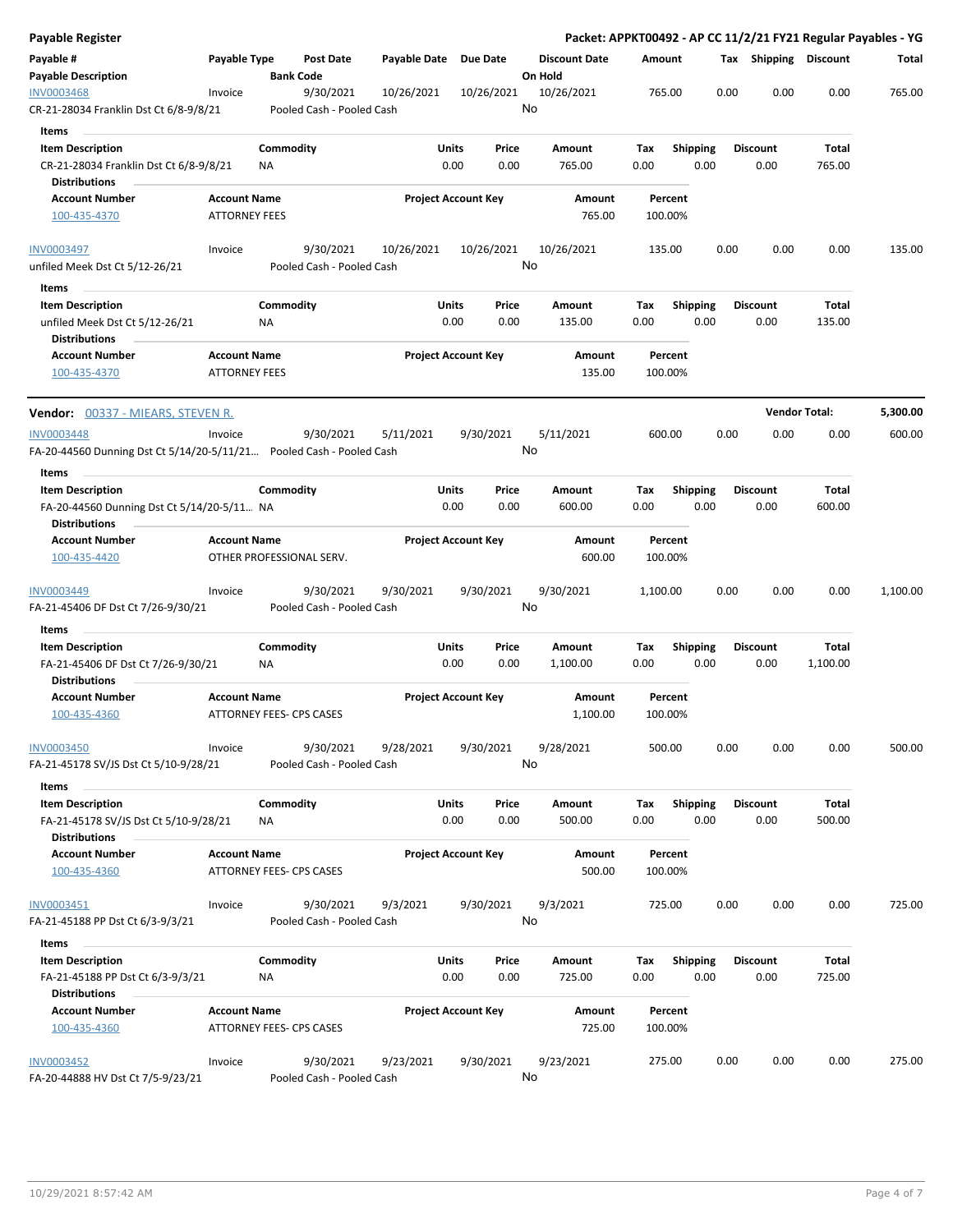**Payable Register** — **Packet: APPKT00492 - AP CC 11/2/21 FY21 Regular Payables - YG**

| Payable # / Payable Description | Payable Type | Post Date / Bank Code | Payable Date | Due Date | Discount Date / On Hold | Amount | Tax | Shipping | Discount | Total |
|---|---|---|---|---|---|---|---|---|---|---|
| INV0003468 | Invoice | 9/30/2021 | 10/26/2021 | 10/26/2021 | 10/26/2021 | 765.00 | 0.00 | 0.00 | 0.00 | 765.00 |
| CR-21-28034 Franklin Dst Ct 6/8-9/8/21 | | Pooled Cash - Pooled Cash | | | No | | | | | |

**Items**

| Item Description | Commodity | Units | Price | Amount | Tax | Shipping | Discount | Total |
|---|---|---|---|---|---|---|---|---|
| CR-21-28034 Franklin Dst Ct 6/8-9/8/21 | NA | 0.00 | 0.00 | 765.00 | 0.00 | 0.00 | 0.00 | 765.00 |

**Distributions**

| Account Number | Account Name | Project Account Key | Amount | Percent |
|---|---|---|---|---|
| 100-435-4370 | ATTORNEY FEES | | 765.00 | 100.00% |

| Payable # / Payable Description | Payable Type | Post Date / Bank Code | Payable Date | Due Date | Discount Date / On Hold | Amount | Tax | Shipping | Discount | Total |
|---|---|---|---|---|---|---|---|---|---|---|
| INV0003497 | Invoice | 9/30/2021 | 10/26/2021 | 10/26/2021 | 10/26/2021 | 135.00 | 0.00 | 0.00 | 0.00 | 135.00 |
| unfiled Meek Dst Ct 5/12-26/21 | | Pooled Cash - Pooled Cash | | | No | | | | | |

**Items**

| Item Description | Commodity | Units | Price | Amount | Tax | Shipping | Discount | Total |
|---|---|---|---|---|---|---|---|---|
| unfiled Meek Dst Ct 5/12-26/21 | NA | 0.00 | 0.00 | 135.00 | 0.00 | 0.00 | 0.00 | 135.00 |

**Distributions**

| Account Number | Account Name | Project Account Key | Amount | Percent |
|---|---|---|---|---|
| 100-435-4370 | ATTORNEY FEES | | 135.00 | 100.00% |

---

**Vendor:** 00337 - MIEARS, STEVEN R. — **Vendor Total:** 5,300.00

| Payable # / Payable Description | Payable Type | Post Date / Bank Code | Payable Date | Due Date | Discount Date / On Hold | Amount | Tax | Shipping | Discount | Total |
|---|---|---|---|---|---|---|---|---|---|---|
| INV0003448 | Invoice | 9/30/2021 | 5/11/2021 | 9/30/2021 | 5/11/2021 | 600.00 | 0.00 | 0.00 | 0.00 | 600.00 |
| FA-20-44560 Dunning Dst Ct 5/14/20-5/11/21... | | Pooled Cash - Pooled Cash | | | No | | | | | |

**Items**

| Item Description | Commodity | Units | Price | Amount | Tax | Shipping | Discount | Total |
|---|---|---|---|---|---|---|---|---|
| FA-20-44560 Dunning Dst Ct 5/14/20-5/11... | NA | 0.00 | 0.00 | 600.00 | 0.00 | 0.00 | 0.00 | 600.00 |

**Distributions**

| Account Number | Account Name | Project Account Key | Amount | Percent |
|---|---|---|---|---|
| 100-435-4420 | OTHER PROFESSIONAL SERV. | | 600.00 | 100.00% |

| Payable # / Payable Description | Payable Type | Post Date / Bank Code | Payable Date | Due Date | Discount Date / On Hold | Amount | Tax | Shipping | Discount | Total |
|---|---|---|---|---|---|---|---|---|---|---|
| INV0003449 | Invoice | 9/30/2021 | 9/30/2021 | 9/30/2021 | 9/30/2021 | 1,100.00 | 0.00 | 0.00 | 0.00 | 1,100.00 |
| FA-21-45406 DF Dst Ct 7/26-9/30/21 | | Pooled Cash - Pooled Cash | | | No | | | | | |

**Items**

| Item Description | Commodity | Units | Price | Amount | Tax | Shipping | Discount | Total |
|---|---|---|---|---|---|---|---|---|
| FA-21-45406 DF Dst Ct 7/26-9/30/21 | NA | 0.00 | 0.00 | 1,100.00 | 0.00 | 0.00 | 0.00 | 1,100.00 |

**Distributions**

| Account Number | Account Name | Project Account Key | Amount | Percent |
|---|---|---|---|---|
| 100-435-4360 | ATTORNEY FEES- CPS CASES | | 1,100.00 | 100.00% |

| Payable # / Payable Description | Payable Type | Post Date / Bank Code | Payable Date | Due Date | Discount Date / On Hold | Amount | Tax | Shipping | Discount | Total |
|---|---|---|---|---|---|---|---|---|---|---|
| INV0003450 | Invoice | 9/30/2021 | 9/28/2021 | 9/30/2021 | 9/28/2021 | 500.00 | 0.00 | 0.00 | 0.00 | 500.00 |
| FA-21-45178 SV/JS Dst Ct 5/10-9/28/21 | | Pooled Cash - Pooled Cash | | | No | | | | | |

**Items**

| Item Description | Commodity | Units | Price | Amount | Tax | Shipping | Discount | Total |
|---|---|---|---|---|---|---|---|---|
| FA-21-45178 SV/JS Dst Ct 5/10-9/28/21 | NA | 0.00 | 0.00 | 500.00 | 0.00 | 0.00 | 0.00 | 500.00 |

**Distributions**

| Account Number | Account Name | Project Account Key | Amount | Percent |
|---|---|---|---|---|
| 100-435-4360 | ATTORNEY FEES- CPS CASES | | 500.00 | 100.00% |

| Payable # / Payable Description | Payable Type | Post Date / Bank Code | Payable Date | Due Date | Discount Date / On Hold | Amount | Tax | Shipping | Discount | Total |
|---|---|---|---|---|---|---|---|---|---|---|
| INV0003451 | Invoice | 9/30/2021 | 9/3/2021 | 9/30/2021 | 9/3/2021 | 725.00 | 0.00 | 0.00 | 0.00 | 725.00 |
| FA-21-45188 PP Dst Ct 6/3-9/3/21 | | Pooled Cash - Pooled Cash | | | No | | | | | |

**Items**

| Item Description | Commodity | Units | Price | Amount | Tax | Shipping | Discount | Total |
|---|---|---|---|---|---|---|---|---|
| FA-21-45188 PP Dst Ct 6/3-9/3/21 | NA | 0.00 | 0.00 | 725.00 | 0.00 | 0.00 | 0.00 | 725.00 |

**Distributions**

| Account Number | Account Name | Project Account Key | Amount | Percent |
|---|---|---|---|---|
| 100-435-4360 | ATTORNEY FEES- CPS CASES | | 725.00 | 100.00% |

| Payable # / Payable Description | Payable Type | Post Date / Bank Code | Payable Date | Due Date | Discount Date / On Hold | Amount | Tax | Shipping | Discount | Total |
|---|---|---|---|---|---|---|---|---|---|---|
| INV0003452 | Invoice | 9/30/2021 | 9/23/2021 | 9/30/2021 | 9/23/2021 | 275.00 | 0.00 | 0.00 | 0.00 | 275.00 |
| FA-20-44888 HV Dst Ct 7/5-9/23/21 | | Pooled Cash - Pooled Cash | | | No | | | | | |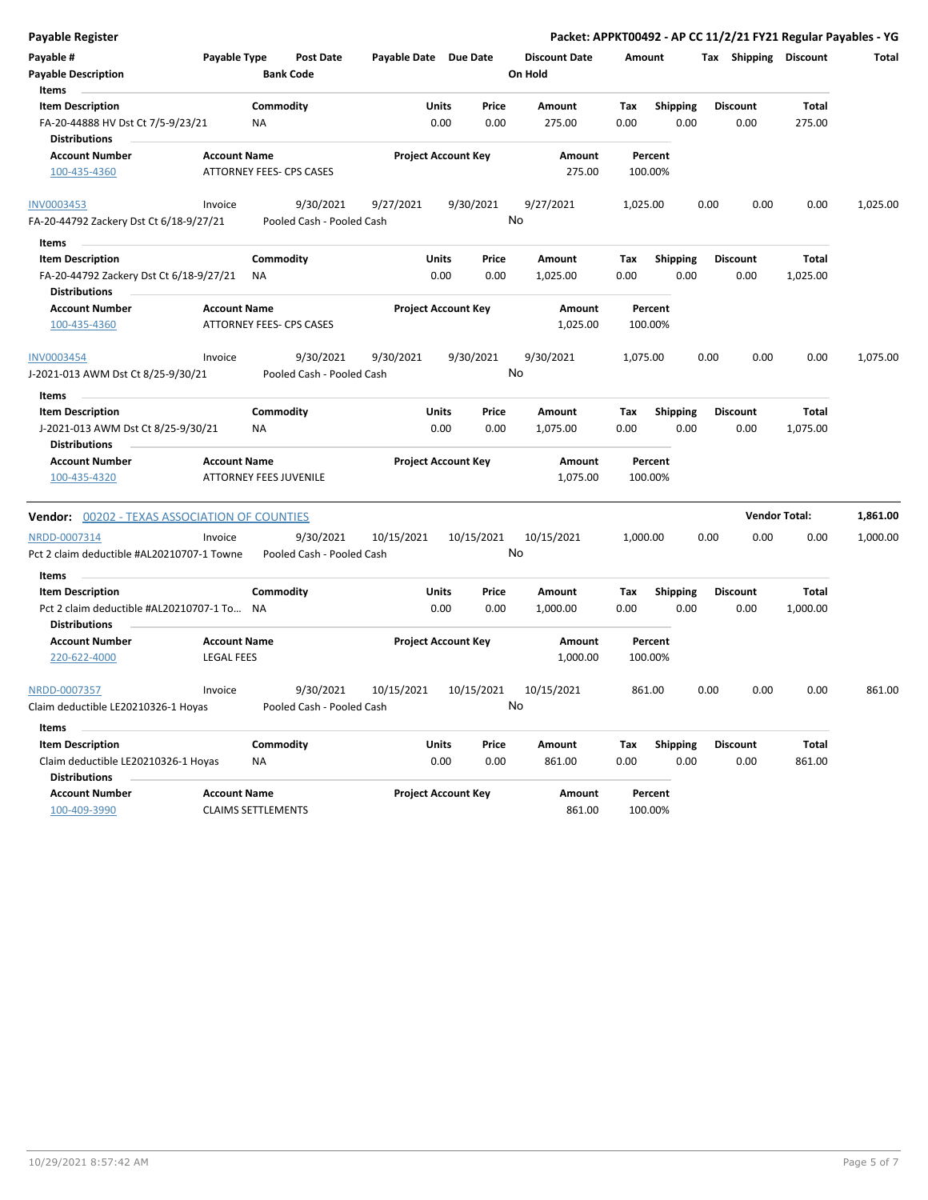| Payable # | Payable Type | Post Date | Payable Date | Due Date | Discount Date | Amount | Tax | Shipping | Discount | Total |
|---|---|---|---|---|---|---|---|---|---|---|
| Payable Description | | Bank Code | | | On Hold | | | | | |

**Items**

| Item Description | Commodity | Units | Price | Amount | Tax | Shipping | Discount | Total |
|---|---|---|---|---|---|---|---|---|
| FA-20-44888 HV Dst Ct 7/5-9/23/21 | NA | 0.00 | 0.00 | 275.00 | 0.00 | 0.00 | 0.00 | 275.00 |

**Distributions**

| Account Number | Account Name | Project Account Key | Amount | Percent |
|---|---|---|---|---|
| 100-435-4360 | ATTORNEY FEES- CPS CASES | | 275.00 | 100.00% |

| Payable # | Payable Type | Post Date | Payable Date | Due Date | Discount Date | Amount | Tax | Shipping | Discount | Total |
|---|---|---|---|---|---|---|---|---|---|---|
| INV0003453 | Invoice | 9/30/2021 | 9/27/2021 | 9/30/2021 | 9/27/2021 | 1,025.00 | 0.00 | 0.00 | 0.00 | 1,025.00 |
| FA-20-44792 Zackery Dst Ct 6/18-9/27/21 | | Pooled Cash - Pooled Cash | | | No | | | | | |

**Items**

| Item Description | Commodity | Units | Price | Amount | Tax | Shipping | Discount | Total |
|---|---|---|---|---|---|---|---|---|
| FA-20-44792 Zackery Dst Ct 6/18-9/27/21 | NA | 0.00 | 0.00 | 1,025.00 | 0.00 | 0.00 | 0.00 | 1,025.00 |

**Distributions**

| Account Number | Account Name | Project Account Key | Amount | Percent |
|---|---|---|---|---|
| 100-435-4360 | ATTORNEY FEES- CPS CASES | | 1,025.00 | 100.00% |

| Payable # | Payable Type | Post Date | Payable Date | Due Date | Discount Date | Amount | Tax | Shipping | Discount | Total |
|---|---|---|---|---|---|---|---|---|---|---|
| INV0003454 | Invoice | 9/30/2021 | 9/30/2021 | 9/30/2021 | 9/30/2021 | 1,075.00 | 0.00 | 0.00 | 0.00 | 1,075.00 |
| J-2021-013 AWM Dst Ct 8/25-9/30/21 | | Pooled Cash - Pooled Cash | | | No | | | | | |

**Items**

| Item Description | Commodity | Units | Price | Amount | Tax | Shipping | Discount | Total |
|---|---|---|---|---|---|---|---|---|
| J-2021-013 AWM Dst Ct 8/25-9/30/21 | NA | 0.00 | 0.00 | 1,075.00 | 0.00 | 0.00 | 0.00 | 1,075.00 |

**Distributions**

| Account Number | Account Name | Project Account Key | Amount | Percent |
|---|---|---|---|---|
| 100-435-4320 | ATTORNEY FEES JUVENILE | | 1,075.00 | 100.00% |

**Vendor:** 00202 - TEXAS ASSOCIATION OF COUNTIES — **Vendor Total: 1,861.00**

| Payable # | Payable Type | Post Date | Payable Date | Due Date | Discount Date | Amount | Tax | Shipping | Discount | Total |
|---|---|---|---|---|---|---|---|---|---|---|
| NRDD-0007314 | Invoice | 9/30/2021 | 10/15/2021 | 10/15/2021 | 10/15/2021 | 1,000.00 | 0.00 | 0.00 | 0.00 | 1,000.00 |
| Pct 2 claim deductible #AL20210707-1 Towne | | Pooled Cash - Pooled Cash | | | No | | | | | |

**Items**

| Item Description | Commodity | Units | Price | Amount | Tax | Shipping | Discount | Total |
|---|---|---|---|---|---|---|---|---|
| Pct 2 claim deductible #AL20210707-1 To... | NA | 0.00 | 0.00 | 1,000.00 | 0.00 | 0.00 | 0.00 | 1,000.00 |

**Distributions**

| Account Number | Account Name | Project Account Key | Amount | Percent |
|---|---|---|---|---|
| 220-622-4000 | LEGAL FEES | | 1,000.00 | 100.00% |

| Payable # | Payable Type | Post Date | Payable Date | Due Date | Discount Date | Amount | Tax | Shipping | Discount | Total |
|---|---|---|---|---|---|---|---|---|---|---|
| NRDD-0007357 | Invoice | 9/30/2021 | 10/15/2021 | 10/15/2021 | 10/15/2021 | 861.00 | 0.00 | 0.00 | 0.00 | 861.00 |
| Claim deductible LE20210326-1 Hoyas | | Pooled Cash - Pooled Cash | | | No | | | | | |

**Items**

| Item Description | Commodity | Units | Price | Amount | Tax | Shipping | Discount | Total |
|---|---|---|---|---|---|---|---|---|
| Claim deductible LE20210326-1 Hoyas | NA | 0.00 | 0.00 | 861.00 | 0.00 | 0.00 | 0.00 | 861.00 |

**Distributions**

| Account Number | Account Name | Project Account Key | Amount | Percent |
|---|---|---|---|---|
| 100-409-3990 | CLAIMS SETTLEMENTS | | 861.00 | 100.00% |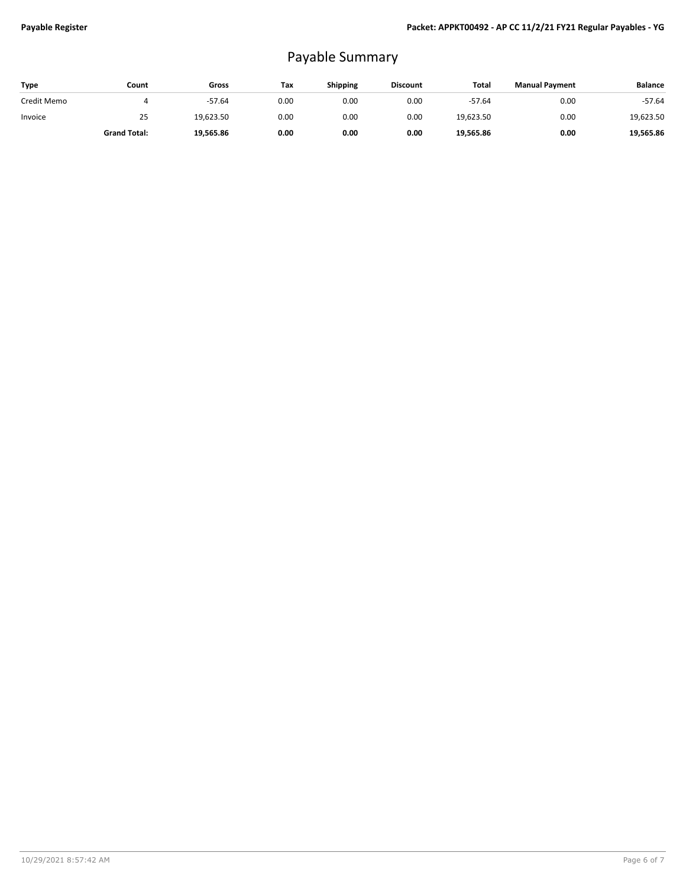# Payable Summary

| Type | Count | Gross | Tax | Shipping | Discount | Total | Manual Payment | Balance |
|---|---|---|---|---|---|---|---|---|
| Credit Memo | 4 | -57.64 | 0.00 | 0.00 | 0.00 | -57.64 | 0.00 | -57.64 |
| Invoice | 25 | 19,623.50 | 0.00 | 0.00 | 0.00 | 19,623.50 | 0.00 | 19,623.50 |
| | **Grand Total:** | **19,565.86** | **0.00** | **0.00** | **0.00** | **19,565.86** | **0.00** | **19,565.86** |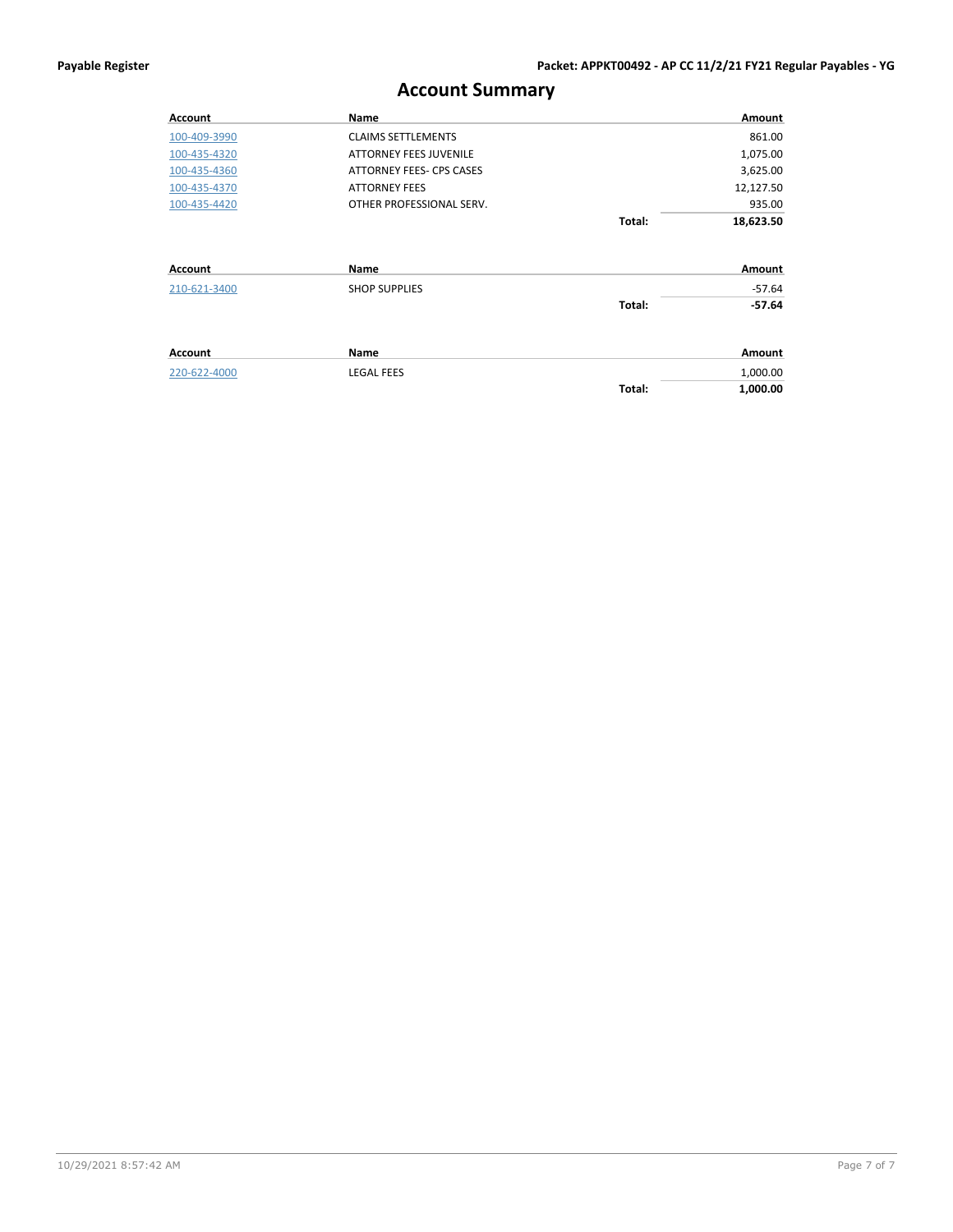# Account Summary

| Account | Name | | Amount |
|---|---|---|---|
| 100-409-3990 | CLAIMS SETTLEMENTS | | 861.00 |
| 100-435-4320 | ATTORNEY FEES JUVENILE | | 1,075.00 |
| 100-435-4360 | ATTORNEY FEES- CPS CASES | | 3,625.00 |
| 100-435-4370 | ATTORNEY FEES | | 12,127.50 |
| 100-435-4420 | OTHER PROFESSIONAL SERV. | | 935.00 |
| | | **Total:** | **18,623.50** |

| Account | Name | | Amount |
|---|---|---|---|
| 210-621-3400 | SHOP SUPPLIES | | -57.64 |
| | | **Total:** | **-57.64** |

| Account | Name | | Amount |
|---|---|---|---|
| 220-622-4000 | LEGAL FEES | | 1,000.00 |
| | | **Total:** | **1,000.00** |